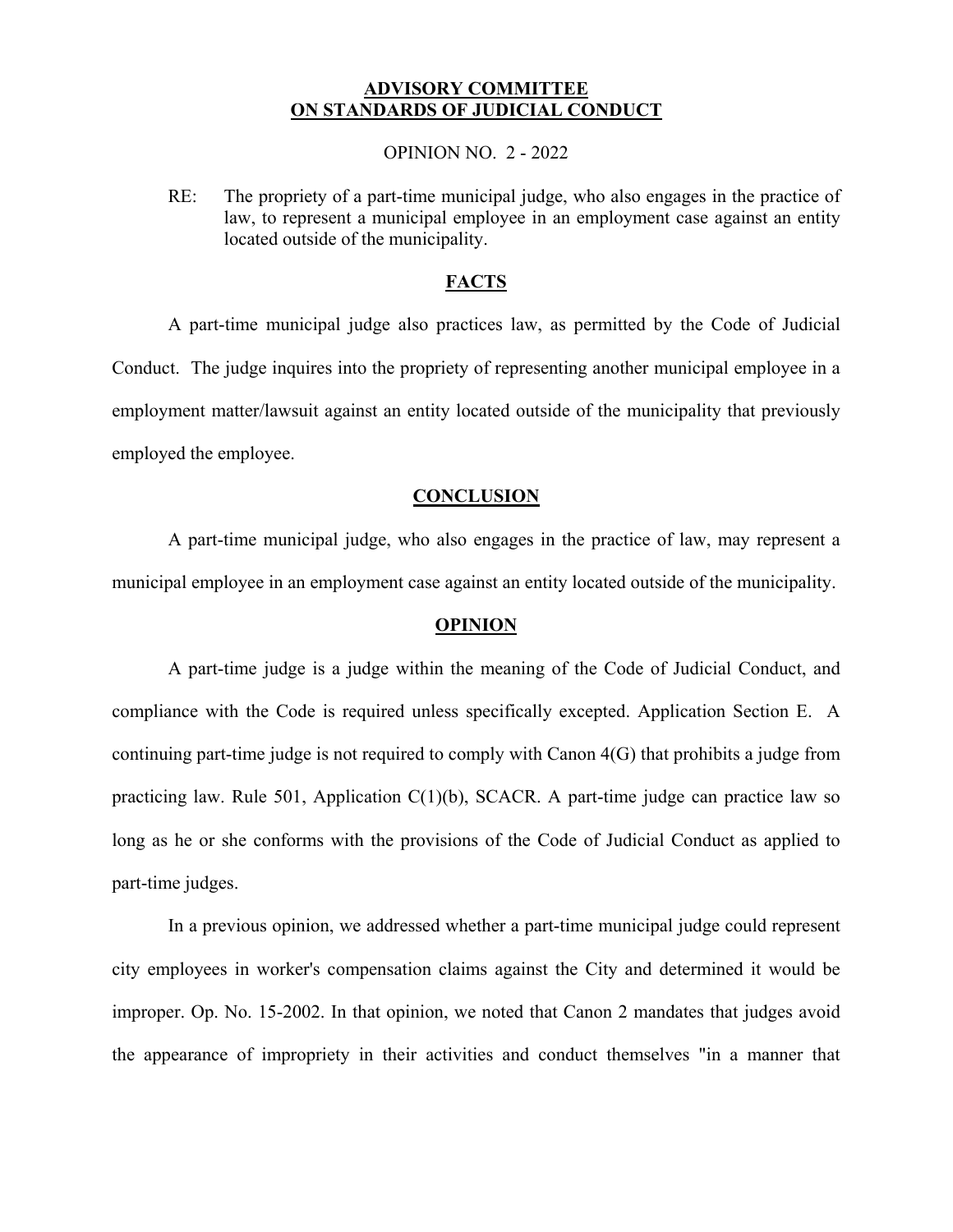**ADVISORY COMMITTEE**
**ON STANDARDS OF JUDICIAL CONDUCT**

OPINION NO. 2 - 2022

RE: The propriety of a part-time municipal judge, who also engages in the practice of law, to represent a municipal employee in an employment case against an entity located outside of the municipality.

## FACTS

A part-time municipal judge also practices law, as permitted by the Code of Judicial Conduct. The judge inquires into the propriety of representing another municipal employee in a employment matter/lawsuit against an entity located outside of the municipality that previously employed the employee.

## CONCLUSION

A part-time municipal judge, who also engages in the practice of law, may represent a municipal employee in an employment case against an entity located outside of the municipality.

## OPINION

A part-time judge is a judge within the meaning of the Code of Judicial Conduct, and compliance with the Code is required unless specifically excepted. Application Section E. A continuing part-time judge is not required to comply with Canon 4(G) that prohibits a judge from practicing law. Rule 501, Application C(1)(b), SCACR. A part-time judge can practice law so long as he or she conforms with the provisions of the Code of Judicial Conduct as applied to part-time judges.

In a previous opinion, we addressed whether a part-time municipal judge could represent city employees in worker's compensation claims against the City and determined it would be improper. Op. No. 15-2002. In that opinion, we noted that Canon 2 mandates that judges avoid the appearance of impropriety in their activities and conduct themselves "in a manner that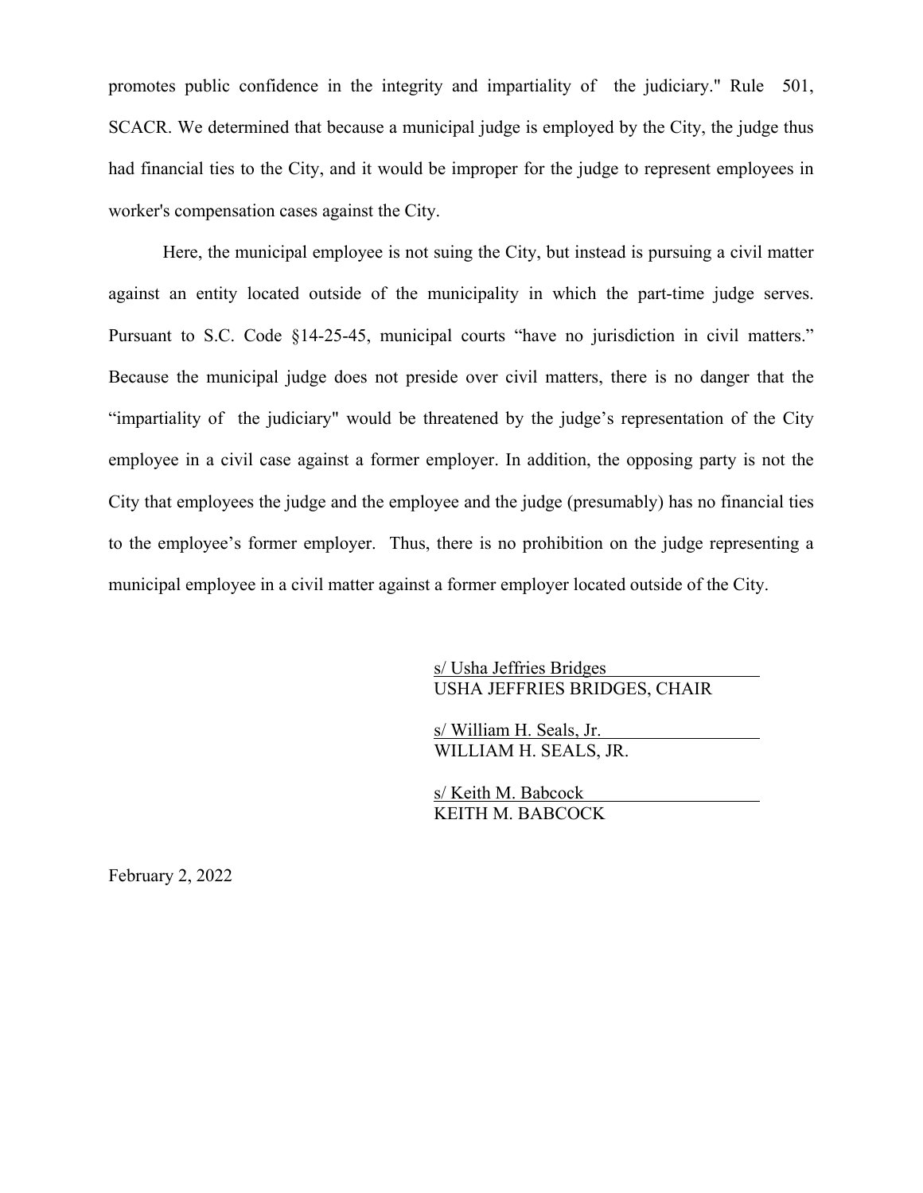promotes public confidence in the integrity and impartiality of the judiciary." Rule 501, SCACR. We determined that because a municipal judge is employed by the City, the judge thus had financial ties to the City, and it would be improper for the judge to represent employees in worker's compensation cases against the City.

Here, the municipal employee is not suing the City, but instead is pursuing a civil matter against an entity located outside of the municipality in which the part-time judge serves. Pursuant to S.C. Code §14-25-45, municipal courts "have no jurisdiction in civil matters." Because the municipal judge does not preside over civil matters, there is no danger that the "impartiality of the judiciary" would be threatened by the judge's representation of the City employee in a civil case against a former employer. In addition, the opposing party is not the City that employees the judge and the employee and the judge (presumably) has no financial ties to the employee's former employer. Thus, there is no prohibition on the judge representing a municipal employee in a civil matter against a former employer located outside of the City.

s/ Usha Jeffries Bridges
USHA JEFFRIES BRIDGES, CHAIR

s/ William H. Seals, Jr.
WILLIAM H. SEALS, JR.

s/ Keith M. Babcock
KEITH M. BABCOCK

February 2, 2022